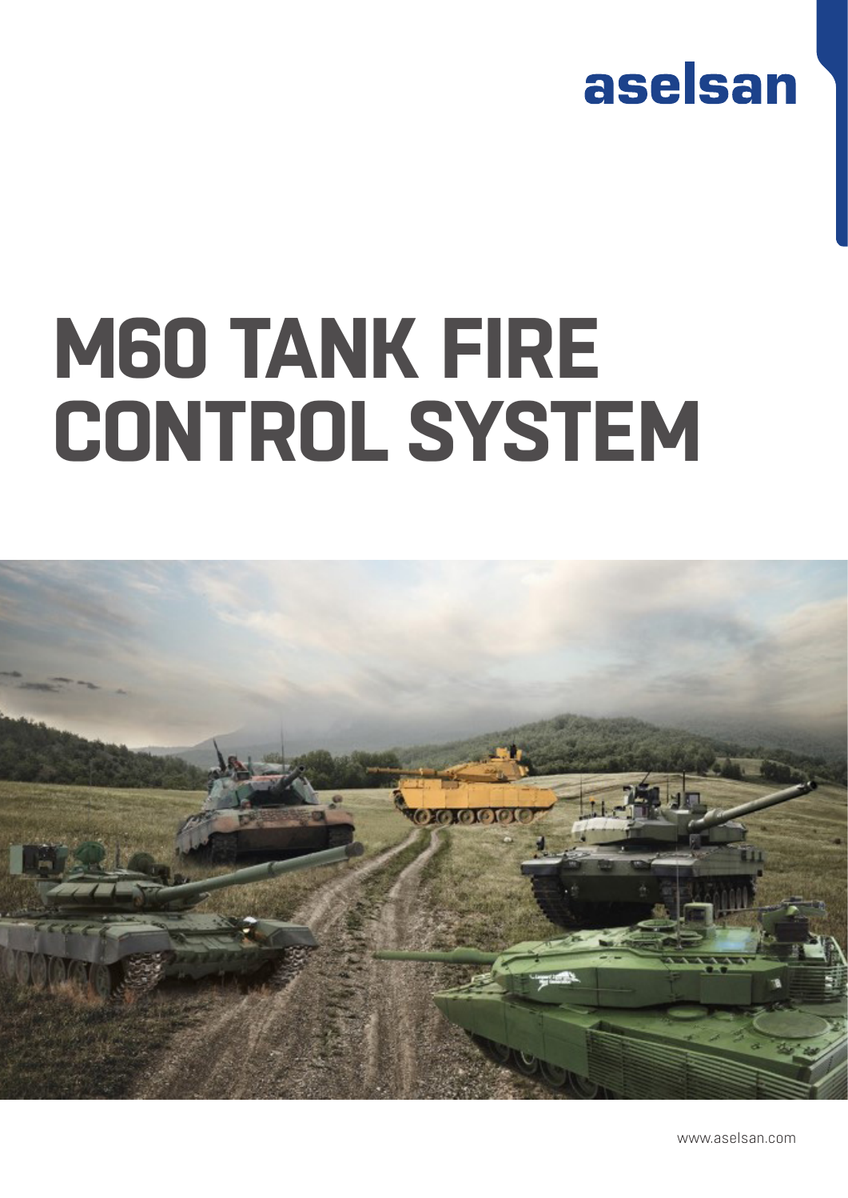aselsan

# M60 TANK FIRE CONTROL SYSTEM

www.aselsan.com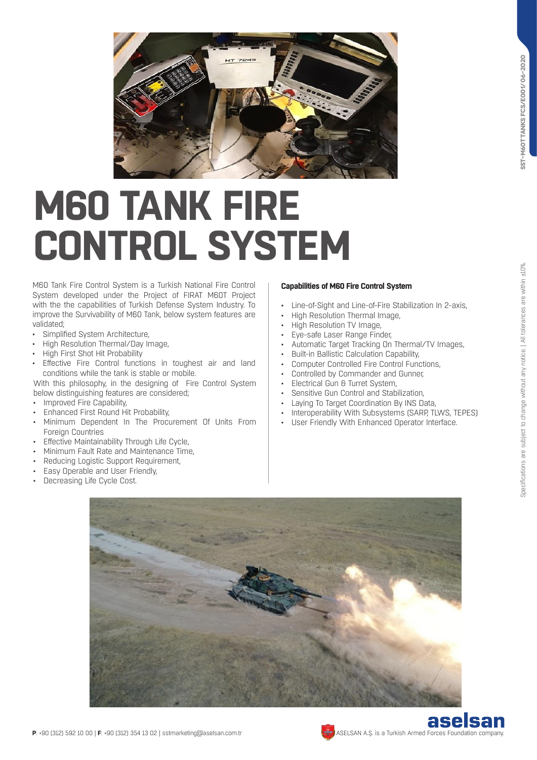# M60 TANK FIRE CONTROL SYSTEM

M60 Tank Fire Control System is a Turkish National Fire Control System developed under the Project of FIRAT M60T Project with the the capabilities of Turkish Defense System Industry. To improve the Survivability of M60 Tank, below system features are validated;

- Simplified System Architecture,
- High Resolution Thermal/Day Image,
- High First Shot Hit Probability
- Effective Fire Control functions in toughest air and land conditions while the tank is stable or mobile.

With this philosophy, in the designing of Fire Control System below distinguishing features are considered;

- Improved Fire Capability,
- Enhanced First Round Hit Probability,
- Minimum Dependent In The Procurement Of Units From Foreign Countries
- Effective Maintainability Through Life Cycle,
- Minimum Fault Rate and Maintenance Time,
- Reducing Logistic Support Requirement,
- Easy Operable and User Friendly,
- Decreasing Life Cycle Cost.

**Capabilities of M60 Fire Control System**

- Line-of-Sight and Line-of-Fire Stabilization In 2-axis,
- High Resolution Thermal Image,
- High Resolution TV Image,
- Eye-safe Laser Range Finder,
- Automatic Target Tracking On Thermal/TV Images,
- Built-in Ballistic Calculation Capability,
- Computer Controlled Fire Control Functions,
- Controlled by Commander and Gunner,
- Electrical Gun & Turret System,
- Sensitive Gun Control and Stabilization,
- Laying To Target Coordination By INS Data,
- Interoperability With Subsystems (SARP, TLWS, TEPES)
- User Friendly With Enhanced Operator Interface.

**P**: +90 (312) 592 10 00 | **F**: +90 (312) 354 13 02 | sstmarketing@aselsan.com.tr

aselsan

ASELSAN A.Ş. is a Turkish Armed Forces Foundation company.

Specifications are subject to change without any notice. | All tolerances are within ±10%.